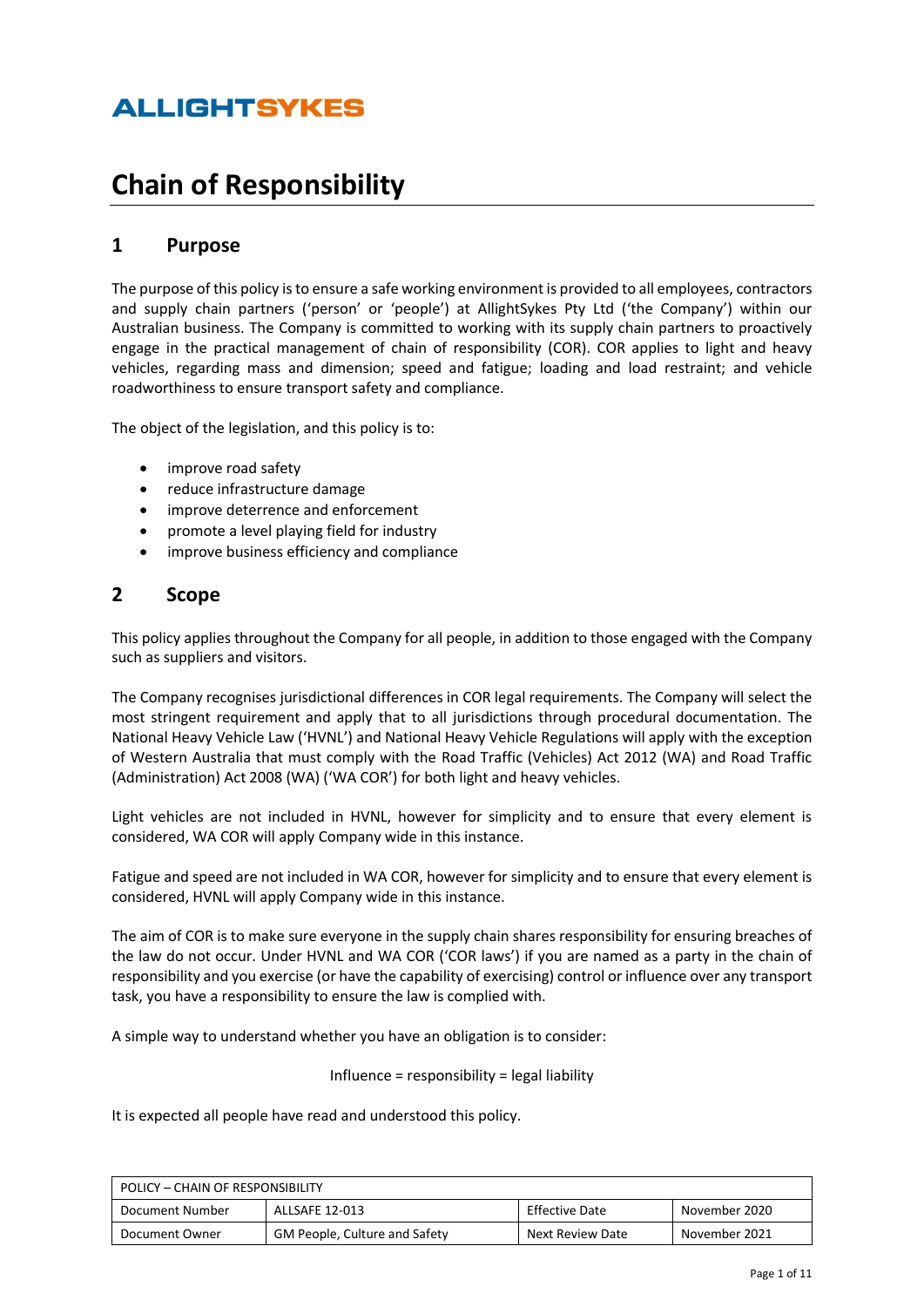**ALLIGHTSYKES**

# Chain of Responsibility

## 1 Purpose

The purpose of this policy is to ensure a safe working environment is provided to all employees, contractors and supply chain partners ('person' or 'people') at AllightSykes Pty Ltd ('the Company') within our Australian business. The Company is committed to working with its supply chain partners to proactively engage in the practical management of chain of responsibility (COR). COR applies to light and heavy vehicles, regarding mass and dimension; speed and fatigue; loading and load restraint; and vehicle roadworthiness to ensure transport safety and compliance.

The object of the legislation, and this policy is to:

- improve road safety
- reduce infrastructure damage
- improve deterrence and enforcement
- promote a level playing field for industry
- improve business efficiency and compliance

## 2 Scope

This policy applies throughout the Company for all people, in addition to those engaged with the Company such as suppliers and visitors.

The Company recognises jurisdictional differences in COR legal requirements. The Company will select the most stringent requirement and apply that to all jurisdictions through procedural documentation. The National Heavy Vehicle Law ('HVNL') and National Heavy Vehicle Regulations will apply with the exception of Western Australia that must comply with the Road Traffic (Vehicles) Act 2012 (WA) and Road Traffic (Administration) Act 2008 (WA) ('WA COR') for both light and heavy vehicles.

Light vehicles are not included in HVNL, however for simplicity and to ensure that every element is considered, WA COR will apply Company wide in this instance.

Fatigue and speed are not included in WA COR, however for simplicity and to ensure that every element is considered, HVNL will apply Company wide in this instance.

The aim of COR is to make sure everyone in the supply chain shares responsibility for ensuring breaches of the law do not occur. Under HVNL and WA COR ('COR laws') if you are named as a party in the chain of responsibility and you exercise (or have the capability of exercising) control or influence over any transport task, you have a responsibility to ensure the law is complied with.

A simple way to understand whether you have an obligation is to consider:

Influence = responsibility = legal liability

It is expected all people have read and understood this policy.

| POLICY – CHAIN OF RESPONSIBILITY | | | |
|---|---|---|---|
| Document Number | ALLSAFE 12-013 | Effective Date | November 2020 |
| Document Owner | GM People, Culture and Safety | Next Review Date | November 2021 |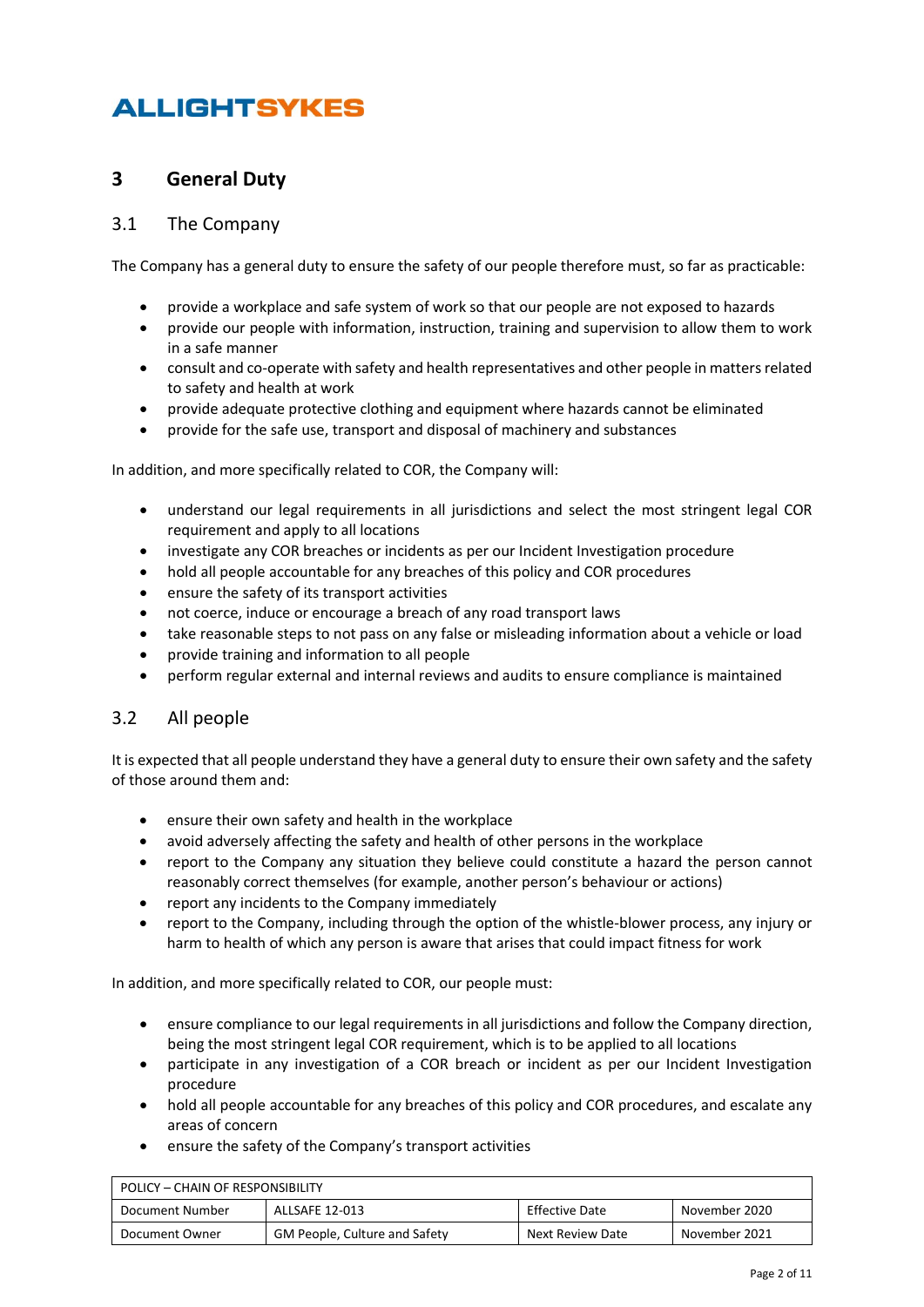## 3 General Duty

### 3.1 The Company

The Company has a general duty to ensure the safety of our people therefore must, so far as practicable:

- provide a workplace and safe system of work so that our people are not exposed to hazards
- provide our people with information, instruction, training and supervision to allow them to work in a safe manner
- consult and co-operate with safety and health representatives and other people in matters related to safety and health at work
- provide adequate protective clothing and equipment where hazards cannot be eliminated
- provide for the safe use, transport and disposal of machinery and substances

In addition, and more specifically related to COR, the Company will:

- understand our legal requirements in all jurisdictions and select the most stringent legal COR requirement and apply to all locations
- investigate any COR breaches or incidents as per our Incident Investigation procedure
- hold all people accountable for any breaches of this policy and COR procedures
- ensure the safety of its transport activities
- not coerce, induce or encourage a breach of any road transport laws
- take reasonable steps to not pass on any false or misleading information about a vehicle or load
- provide training and information to all people
- perform regular external and internal reviews and audits to ensure compliance is maintained

### 3.2 All people

It is expected that all people understand they have a general duty to ensure their own safety and the safety of those around them and:

- ensure their own safety and health in the workplace
- avoid adversely affecting the safety and health of other persons in the workplace
- report to the Company any situation they believe could constitute a hazard the person cannot reasonably correct themselves (for example, another person's behaviour or actions)
- report any incidents to the Company immediately
- report to the Company, including through the option of the whistle-blower process, any injury or harm to health of which any person is aware that arises that could impact fitness for work

In addition, and more specifically related to COR, our people must:

- ensure compliance to our legal requirements in all jurisdictions and follow the Company direction, being the most stringent legal COR requirement, which is to be applied to all locations
- participate in any investigation of a COR breach or incident as per our Incident Investigation procedure
- hold all people accountable for any breaches of this policy and COR procedures, and escalate any areas of concern
- ensure the safety of the Company's transport activities

| POLICY – CHAIN OF RESPONSIBILITY | | | |
|---|---|---|---|
| Document Number | ALLSAFE 12-013 | Effective Date | November 2020 |
| Document Owner | GM People, Culture and Safety | Next Review Date | November 2021 |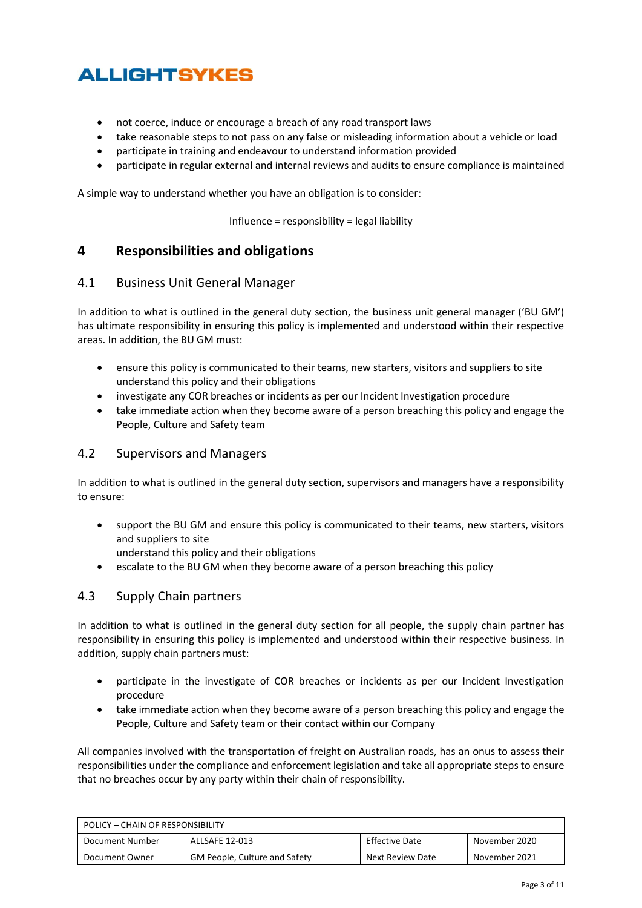- not coerce, induce or encourage a breach of any road transport laws
- take reasonable steps to not pass on any false or misleading information about a vehicle or load
- participate in training and endeavour to understand information provided
- participate in regular external and internal reviews and audits to ensure compliance is maintained

A simple way to understand whether you have an obligation is to consider:

Influence = responsibility = legal liability

## 4 Responsibilities and obligations

### 4.1 Business Unit General Manager

In addition to what is outlined in the general duty section, the business unit general manager ('BU GM') has ultimate responsibility in ensuring this policy is implemented and understood within their respective areas. In addition, the BU GM must:

- ensure this policy is communicated to their teams, new starters, visitors and suppliers to site understand this policy and their obligations
- investigate any COR breaches or incidents as per our Incident Investigation procedure
- take immediate action when they become aware of a person breaching this policy and engage the People, Culture and Safety team

### 4.2 Supervisors and Managers

In addition to what is outlined in the general duty section, supervisors and managers have a responsibility to ensure:

- support the BU GM and ensure this policy is communicated to their teams, new starters, visitors and suppliers to site
  understand this policy and their obligations
- escalate to the BU GM when they become aware of a person breaching this policy

### 4.3 Supply Chain partners

In addition to what is outlined in the general duty section for all people, the supply chain partner has responsibility in ensuring this policy is implemented and understood within their respective business. In addition, supply chain partners must:

- participate in the investigate of COR breaches or incidents as per our Incident Investigation procedure
- take immediate action when they become aware of a person breaching this policy and engage the People, Culture and Safety team or their contact within our Company

All companies involved with the transportation of freight on Australian roads, has an onus to assess their responsibilities under the compliance and enforcement legislation and take all appropriate steps to ensure that no breaches occur by any party within their chain of responsibility.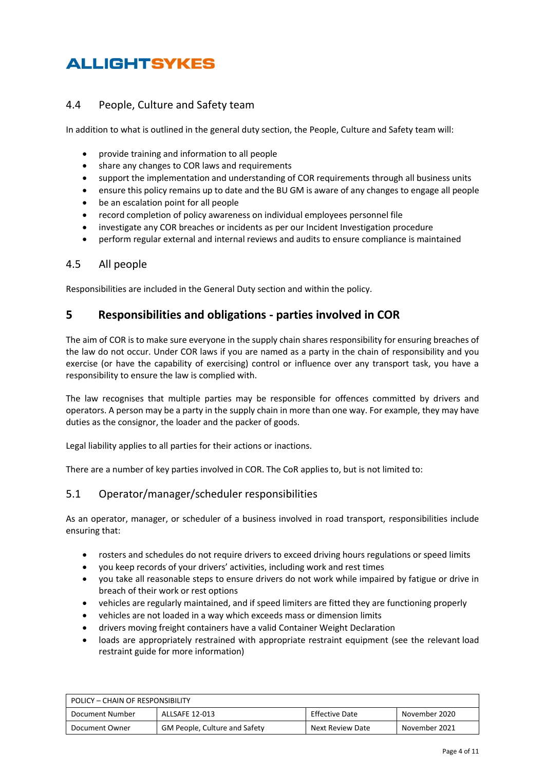### 4.4 People, Culture and Safety team

In addition to what is outlined in the general duty section, the People, Culture and Safety team will:

- provide training and information to all people
- share any changes to COR laws and requirements
- support the implementation and understanding of COR requirements through all business units
- ensure this policy remains up to date and the BU GM is aware of any changes to engage all people
- be an escalation point for all people
- record completion of policy awareness on individual employees personnel file
- investigate any COR breaches or incidents as per our Incident Investigation procedure
- perform regular external and internal reviews and audits to ensure compliance is maintained

### 4.5 All people

Responsibilities are included in the General Duty section and within the policy.

## 5 Responsibilities and obligations - parties involved in COR

The aim of COR is to make sure everyone in the supply chain shares responsibility for ensuring breaches of the law do not occur. Under COR laws if you are named as a party in the chain of responsibility and you exercise (or have the capability of exercising) control or influence over any transport task, you have a responsibility to ensure the law is complied with.

The law recognises that multiple parties may be responsible for offences committed by drivers and operators. A person may be a party in the supply chain in more than one way. For example, they may have duties as the consignor, the loader and the packer of goods.

Legal liability applies to all parties for their actions or inactions.

There are a number of key parties involved in COR. The CoR applies to, but is not limited to:

### 5.1 Operator/manager/scheduler responsibilities

As an operator, manager, or scheduler of a business involved in road transport, responsibilities include ensuring that:

- rosters and schedules do not require drivers to exceed driving hours regulations or speed limits
- you keep records of your drivers' activities, including work and rest times
- you take all reasonable steps to ensure drivers do not work while impaired by fatigue or drive in breach of their work or rest options
- vehicles are regularly maintained, and if speed limiters are fitted they are functioning properly
- vehicles are not loaded in a way which exceeds mass or dimension limits
- drivers moving freight containers have a valid Container Weight Declaration
- loads are appropriately restrained with appropriate restraint equipment (see the relevant load restraint guide for more information)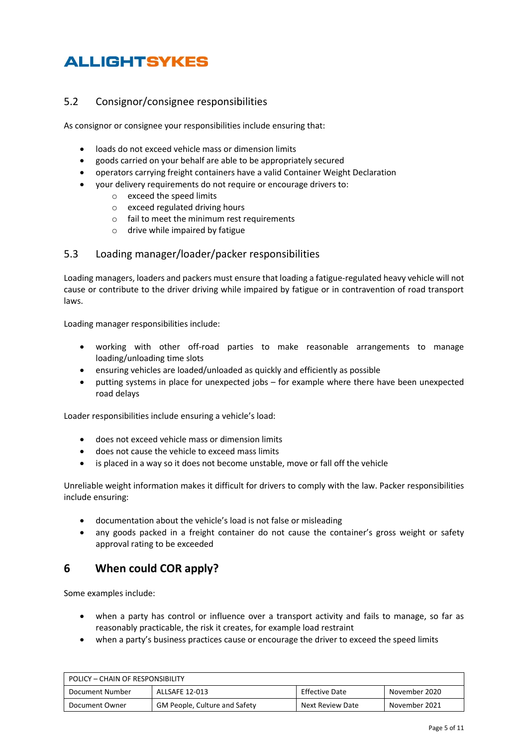### 5.2 Consignor/consignee responsibilities

As consignor or consignee your responsibilities include ensuring that:

- loads do not exceed vehicle mass or dimension limits
- goods carried on your behalf are able to be appropriately secured
- operators carrying freight containers have a valid Container Weight Declaration
- your delivery requirements do not require or encourage drivers to:
    - exceed the speed limits
    - exceed regulated driving hours
    - fail to meet the minimum rest requirements
    - drive while impaired by fatigue

### 5.3 Loading manager/loader/packer responsibilities

Loading managers, loaders and packers must ensure that loading a fatigue-regulated heavy vehicle will not cause or contribute to the driver driving while impaired by fatigue or in contravention of road transport laws.

Loading manager responsibilities include:

- working with other off-road parties to make reasonable arrangements to manage loading/unloading time slots
- ensuring vehicles are loaded/unloaded as quickly and efficiently as possible
- putting systems in place for unexpected jobs – for example where there have been unexpected road delays

Loader responsibilities include ensuring a vehicle's load:

- does not exceed vehicle mass or dimension limits
- does not cause the vehicle to exceed mass limits
- is placed in a way so it does not become unstable, move or fall off the vehicle

Unreliable weight information makes it difficult for drivers to comply with the law. Packer responsibilities include ensuring:

- documentation about the vehicle's load is not false or misleading
- any goods packed in a freight container do not cause the container's gross weight or safety approval rating to be exceeded

## 6 When could COR apply?

Some examples include:

- when a party has control or influence over a transport activity and fails to manage, so far as reasonably practicable, the risk it creates, for example load restraint
- when a party's business practices cause or encourage the driver to exceed the speed limits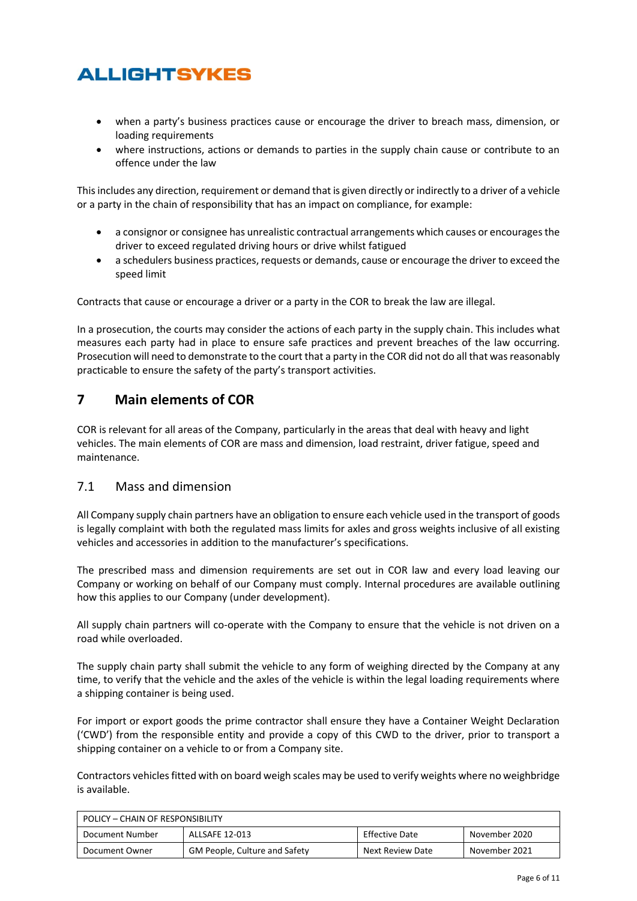- when a party's business practices cause or encourage the driver to breach mass, dimension, or loading requirements
- where instructions, actions or demands to parties in the supply chain cause or contribute to an offence under the law

This includes any direction, requirement or demand that is given directly or indirectly to a driver of a vehicle or a party in the chain of responsibility that has an impact on compliance, for example:

- a consignor or consignee has unrealistic contractual arrangements which causes or encourages the driver to exceed regulated driving hours or drive whilst fatigued
- a schedulers business practices, requests or demands, cause or encourage the driver to exceed the speed limit

Contracts that cause or encourage a driver or a party in the COR to break the law are illegal.

In a prosecution, the courts may consider the actions of each party in the supply chain. This includes what measures each party had in place to ensure safe practices and prevent breaches of the law occurring. Prosecution will need to demonstrate to the court that a party in the COR did not do all that was reasonably practicable to ensure the safety of the party's transport activities.

## 7 Main elements of COR

COR is relevant for all areas of the Company, particularly in the areas that deal with heavy and light vehicles. The main elements of COR are mass and dimension, load restraint, driver fatigue, speed and maintenance.

### 7.1 Mass and dimension

All Company supply chain partners have an obligation to ensure each vehicle used in the transport of goods is legally complaint with both the regulated mass limits for axles and gross weights inclusive of all existing vehicles and accessories in addition to the manufacturer's specifications.

The prescribed mass and dimension requirements are set out in COR law and every load leaving our Company or working on behalf of our Company must comply. Internal procedures are available outlining how this applies to our Company (under development).

All supply chain partners will co-operate with the Company to ensure that the vehicle is not driven on a road while overloaded.

The supply chain party shall submit the vehicle to any form of weighing directed by the Company at any time, to verify that the vehicle and the axles of the vehicle is within the legal loading requirements where a shipping container is being used.

For import or export goods the prime contractor shall ensure they have a Container Weight Declaration ('CWD') from the responsible entity and provide a copy of this CWD to the driver, prior to transport a shipping container on a vehicle to or from a Company site.

Contractors vehicles fitted with on board weigh scales may be used to verify weights where no weighbridge is available.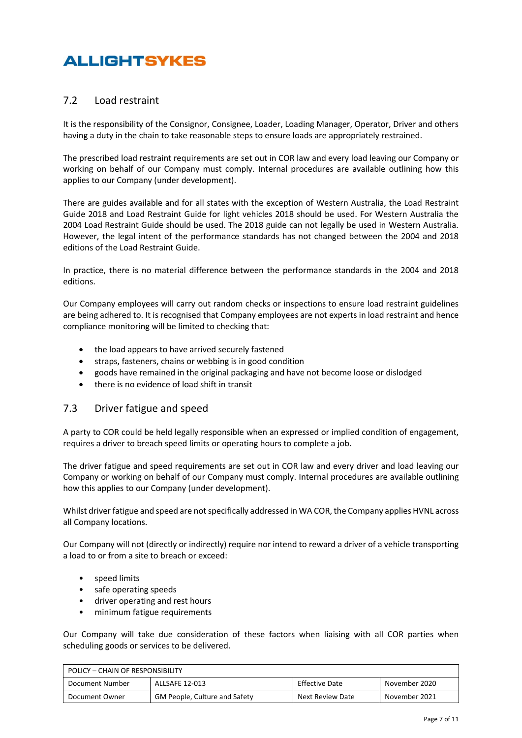## 7.2 Load restraint

It is the responsibility of the Consignor, Consignee, Loader, Loading Manager, Operator, Driver and others having a duty in the chain to take reasonable steps to ensure loads are appropriately restrained.

The prescribed load restraint requirements are set out in COR law and every load leaving our Company or working on behalf of our Company must comply. Internal procedures are available outlining how this applies to our Company (under development).

There are guides available and for all states with the exception of Western Australia, the Load Restraint Guide 2018 and Load Restraint Guide for light vehicles 2018 should be used. For Western Australia the 2004 Load Restraint Guide should be used. The 2018 guide can not legally be used in Western Australia. However, the legal intent of the performance standards has not changed between the 2004 and 2018 editions of the Load Restraint Guide.

In practice, there is no material difference between the performance standards in the 2004 and 2018 editions.

Our Company employees will carry out random checks or inspections to ensure load restraint guidelines are being adhered to. It is recognised that Company employees are not experts in load restraint and hence compliance monitoring will be limited to checking that:

- the load appears to have arrived securely fastened
- straps, fasteners, chains or webbing is in good condition
- goods have remained in the original packaging and have not become loose or dislodged
- there is no evidence of load shift in transit

## 7.3 Driver fatigue and speed

A party to COR could be held legally responsible when an expressed or implied condition of engagement, requires a driver to breach speed limits or operating hours to complete a job.

The driver fatigue and speed requirements are set out in COR law and every driver and load leaving our Company or working on behalf of our Company must comply. Internal procedures are available outlining how this applies to our Company (under development).

Whilst driver fatigue and speed are not specifically addressed in WA COR, the Company applies HVNL across all Company locations.

Our Company will not (directly or indirectly) require nor intend to reward a driver of a vehicle transporting a load to or from a site to breach or exceed:

- speed limits
- safe operating speeds
- driver operating and rest hours
- minimum fatigue requirements

Our Company will take due consideration of these factors when liaising with all COR parties when scheduling goods or services to be delivered.

| POLICY – CHAIN OF RESPONSIBILITY | | | |
|---|---|---|---|
| Document Number | ALLSAFE 12-013 | Effective Date | November 2020 |
| Document Owner | GM People, Culture and Safety | Next Review Date | November 2021 |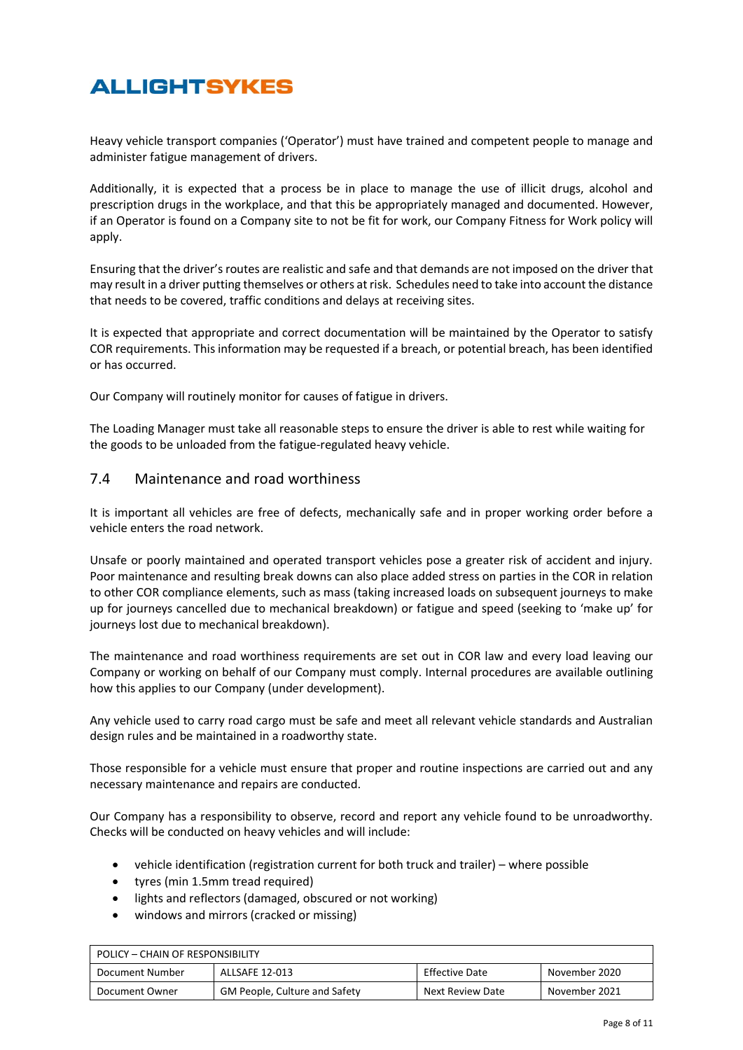Heavy vehicle transport companies ('Operator') must have trained and competent people to manage and administer fatigue management of drivers.

Additionally, it is expected that a process be in place to manage the use of illicit drugs, alcohol and prescription drugs in the workplace, and that this be appropriately managed and documented. However, if an Operator is found on a Company site to not be fit for work, our Company Fitness for Work policy will apply.

Ensuring that the driver's routes are realistic and safe and that demands are not imposed on the driver that may result in a driver putting themselves or others at risk. Schedules need to take into account the distance that needs to be covered, traffic conditions and delays at receiving sites.

It is expected that appropriate and correct documentation will be maintained by the Operator to satisfy COR requirements. This information may be requested if a breach, or potential breach, has been identified or has occurred.

Our Company will routinely monitor for causes of fatigue in drivers.

The Loading Manager must take all reasonable steps to ensure the driver is able to rest while waiting for the goods to be unloaded from the fatigue-regulated heavy vehicle.

## 7.4 Maintenance and road worthiness

It is important all vehicles are free of defects, mechanically safe and in proper working order before a vehicle enters the road network.

Unsafe or poorly maintained and operated transport vehicles pose a greater risk of accident and injury. Poor maintenance and resulting break downs can also place added stress on parties in the COR in relation to other COR compliance elements, such as mass (taking increased loads on subsequent journeys to make up for journeys cancelled due to mechanical breakdown) or fatigue and speed (seeking to 'make up' for journeys lost due to mechanical breakdown).

The maintenance and road worthiness requirements are set out in COR law and every load leaving our Company or working on behalf of our Company must comply. Internal procedures are available outlining how this applies to our Company (under development).

Any vehicle used to carry road cargo must be safe and meet all relevant vehicle standards and Australian design rules and be maintained in a roadworthy state.

Those responsible for a vehicle must ensure that proper and routine inspections are carried out and any necessary maintenance and repairs are conducted.

Our Company has a responsibility to observe, record and report any vehicle found to be unroadworthy. Checks will be conducted on heavy vehicles and will include:

- vehicle identification (registration current for both truck and trailer) – where possible
- tyres (min 1.5mm tread required)
- lights and reflectors (damaged, obscured or not working)
- windows and mirrors (cracked or missing)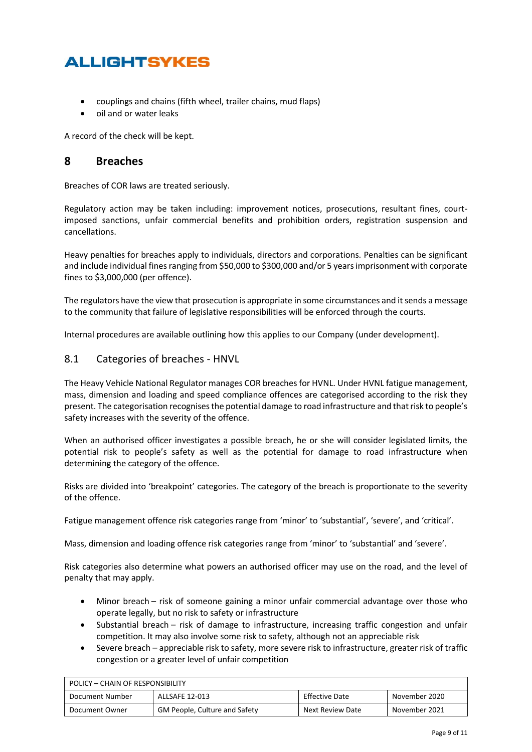- couplings and chains (fifth wheel, trailer chains, mud flaps)
- oil and or water leaks

A record of the check will be kept.

## 8 Breaches

Breaches of COR laws are treated seriously.

Regulatory action may be taken including: improvement notices, prosecutions, resultant fines, court-imposed sanctions, unfair commercial benefits and prohibition orders, registration suspension and cancellations.

Heavy penalties for breaches apply to individuals, directors and corporations. Penalties can be significant and include individual fines ranging from $50,000 to $300,000 and/or 5 years imprisonment with corporate fines to $3,000,000 (per offence).

The regulators have the view that prosecution is appropriate in some circumstances and it sends a message to the community that failure of legislative responsibilities will be enforced through the courts.

Internal procedures are available outlining how this applies to our Company (under development).

### 8.1 Categories of breaches - HNVL

The Heavy Vehicle National Regulator manages COR breaches for HVNL. Under HVNL fatigue management, mass, dimension and loading and speed compliance offences are categorised according to the risk they present. The categorisation recognises the potential damage to road infrastructure and that risk to people's safety increases with the severity of the offence.

When an authorised officer investigates a possible breach, he or she will consider legislated limits, the potential risk to people's safety as well as the potential for damage to road infrastructure when determining the category of the offence.

Risks are divided into 'breakpoint' categories. The category of the breach is proportionate to the severity of the offence.

Fatigue management offence risk categories range from 'minor' to 'substantial', 'severe', and 'critical'.

Mass, dimension and loading offence risk categories range from 'minor' to 'substantial' and 'severe'.

Risk categories also determine what powers an authorised officer may use on the road, and the level of penalty that may apply.

- Minor breach – risk of someone gaining a minor unfair commercial advantage over those who operate legally, but no risk to safety or infrastructure
- Substantial breach – risk of damage to infrastructure, increasing traffic congestion and unfair competition. It may also involve some risk to safety, although not an appreciable risk
- Severe breach – appreciable risk to safety, more severe risk to infrastructure, greater risk of traffic congestion or a greater level of unfair competition

| POLICY – CHAIN OF RESPONSIBILITY | | | |
|---|---|---|---|
| Document Number | ALLSAFE 12-013 | Effective Date | November 2020 |
| Document Owner | GM People, Culture and Safety | Next Review Date | November 2021 |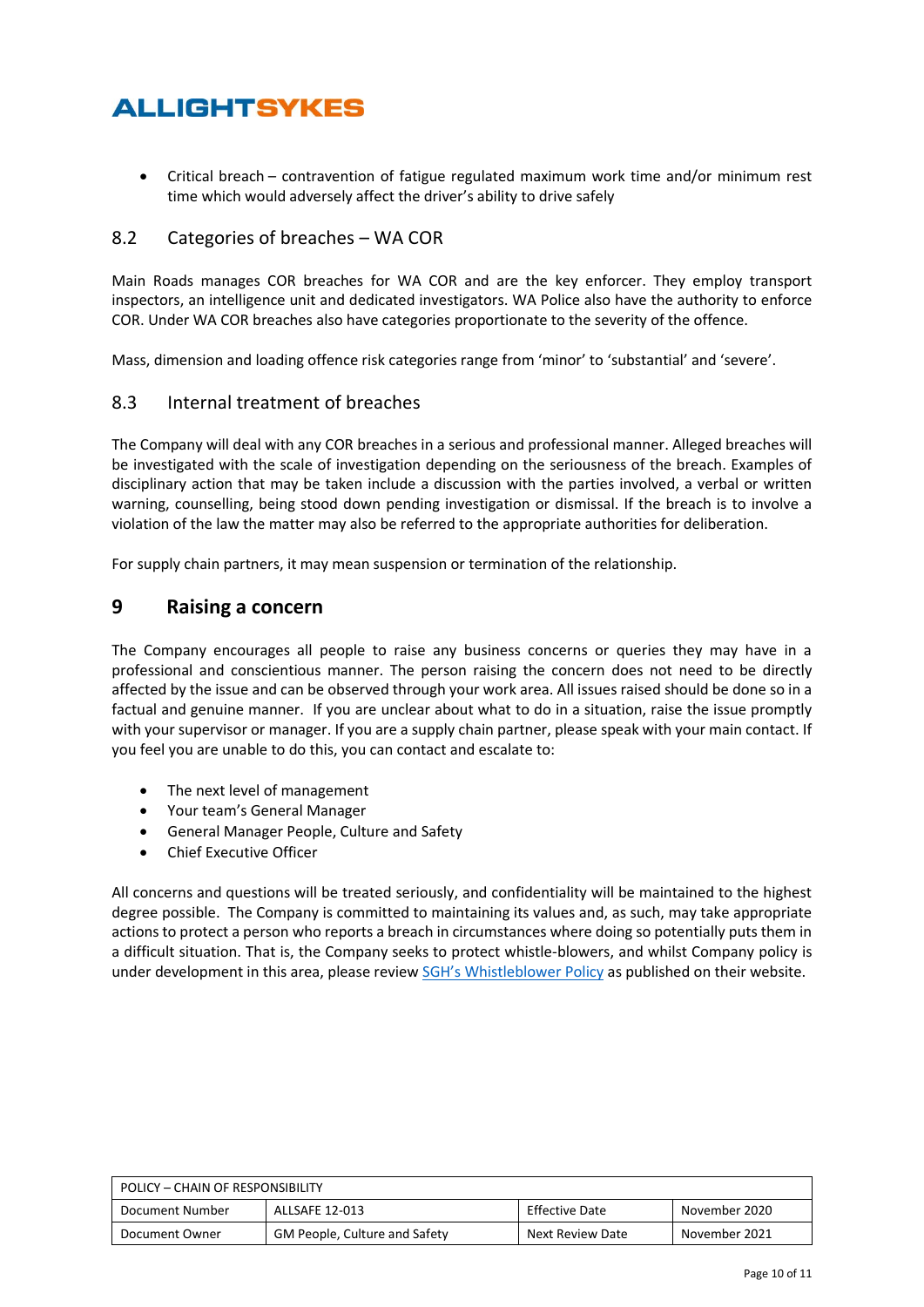- Critical breach – contravention of fatigue regulated maximum work time and/or minimum rest time which would adversely affect the driver's ability to drive safely

### 8.2 Categories of breaches – WA COR

Main Roads manages COR breaches for WA COR and are the key enforcer. They employ transport inspectors, an intelligence unit and dedicated investigators. WA Police also have the authority to enforce COR. Under WA COR breaches also have categories proportionate to the severity of the offence.

Mass, dimension and loading offence risk categories range from 'minor' to 'substantial' and 'severe'.

### 8.3 Internal treatment of breaches

The Company will deal with any COR breaches in a serious and professional manner. Alleged breaches will be investigated with the scale of investigation depending on the seriousness of the breach. Examples of disciplinary action that may be taken include a discussion with the parties involved, a verbal or written warning, counselling, being stood down pending investigation or dismissal. If the breach is to involve a violation of the law the matter may also be referred to the appropriate authorities for deliberation.

For supply chain partners, it may mean suspension or termination of the relationship.

## 9 Raising a concern

The Company encourages all people to raise any business concerns or queries they may have in a professional and conscientious manner. The person raising the concern does not need to be directly affected by the issue and can be observed through your work area. All issues raised should be done so in a factual and genuine manner. If you are unclear about what to do in a situation, raise the issue promptly with your supervisor or manager. If you are a supply chain partner, please speak with your main contact. If you feel you are unable to do this, you can contact and escalate to:

- The next level of management
- Your team's General Manager
- General Manager People, Culture and Safety
- Chief Executive Officer

All concerns and questions will be treated seriously, and confidentiality will be maintained to the highest degree possible. The Company is committed to maintaining its values and, as such, may take appropriate actions to protect a person who reports a breach in circumstances where doing so potentially puts them in a difficult situation. That is, the Company seeks to protect whistle-blowers, and whilst Company policy is under development in this area, please review SGH's Whistleblower Policy as published on their website.

| POLICY – CHAIN OF RESPONSIBILITY | | | |
|---|---|---|---|
| Document Number | ALLSAFE 12-013 | Effective Date | November 2020 |
| Document Owner | GM People, Culture and Safety | Next Review Date | November 2021 |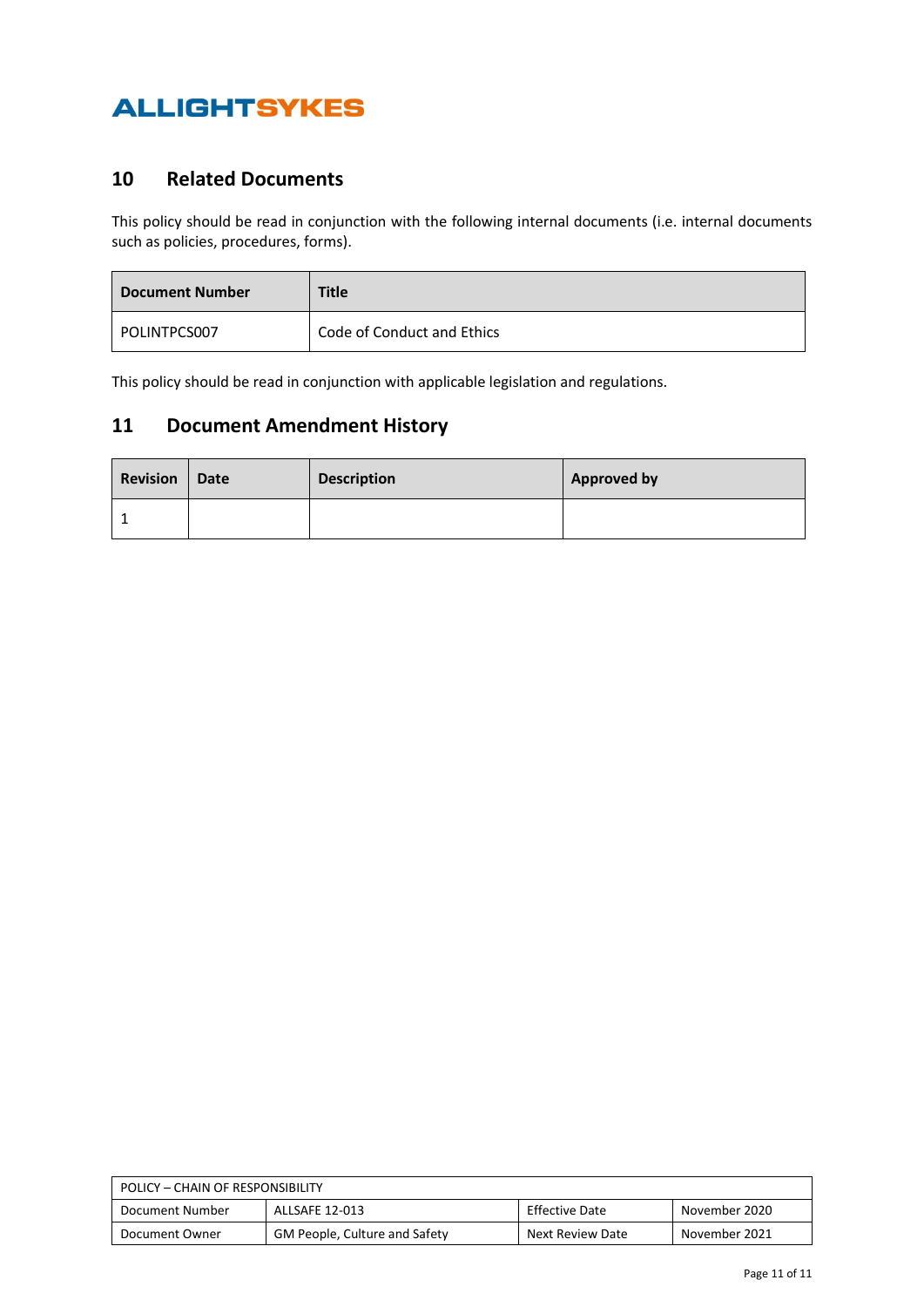## 10 Related Documents

This policy should be read in conjunction with the following internal documents (i.e. internal documents such as policies, procedures, forms).

| Document Number | Title |
|---|---|
| POLINTPCS007 | Code of Conduct and Ethics |

This policy should be read in conjunction with applicable legislation and regulations.

## 11 Document Amendment History

| Revision | Date | Description | Approved by |
|---|---|---|---|
| 1 | | | |